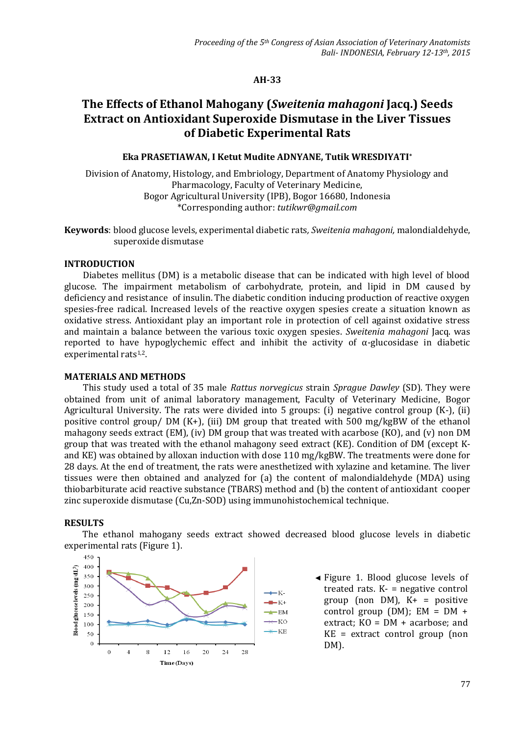AH-33

# The Effects of Ethanol Mahogany (*Sweitenia mahagoni* Jacq.) Seeds Extract on Antioxidant Superoxide Dismutase in the Liver Tissues of Diabetic Experimental Rats

**Eka PRASETIAWAN, I Ketut Mudite ADNYANE, Tutik WRESDIYATI***

Division of Anatomy, Histology, and Embriology, Department of Anatomy Physiology and Pharmacology, Faculty of Veterinary Medicine,
Bogor Agricultural University (IPB), Bogor 16680, Indonesia
*Corresponding author: *tutikwr@gmail.com*

**Keywords**: blood glucose levels, experimental diabetic rats, *Sweitenia mahagoni,* malondialdehyde, superoxide dismutase

## INTRODUCTION

Diabetes mellitus (DM) is a metabolic disease that can be indicated with high level of blood glucose. The impairment metabolism of carbohydrate, protein, and lipid in DM caused by deficiency and resistance of insulin. The diabetic condition inducing production of reactive oxygen spesies-free radical. Increased levels of the reactive oxygen spesies create a situation known as oxidative stress. Antioxidant play an important role in protection of cell against oxidative stress and maintain a balance between the various toxic oxygen spesies. *Sweitenia mahagoni* Jacq. was reported to have hypoglychemic effect and inhibit the activity of α-glucosidase in diabetic experimental rats[1,2].

## MATERIALS AND METHODS

This study used a total of 35 male *Rattus norvegicus* strain *Sprague Dawley* (SD). They were obtained from unit of animal laboratory management, Faculty of Veterinary Medicine, Bogor Agricultural University. The rats were divided into 5 groups: (i) negative control group (K-), (ii) positive control group/ DM (K+), (iii) DM group that treated with 500 mg/kgBW of the ethanol mahagony seeds extract (EM), (iv) DM group that was treated with acarbose (KO), and (v) non DM group that was treated with the ethanol mahagony seed extract (KE). Condition of DM (except K- and KE) was obtained by alloxan induction with dose 110 mg/kgBW. The treatments were done for 28 days. At the end of treatment, the rats were anesthetized with xylazine and ketamine. The liver tissues were then obtained and analyzed for (a) the content of malondialdehyde (MDA) using thiobarbiturate acid reactive substance (TBARS) method and (b) the content of antioxidant cooper zinc superoxide dismutase (Cu,Zn-SOD) using immunohistochemical technique.

## RESULTS

The ethanol mahogany seeds extract showed decreased blood glucose levels in diabetic experimental rats (Figure 1).

Figure 1. Blood glucose levels of treated rats. K- = negative control group (non DM), K+ = positive control group (DM); EM = DM + extract; KO = DM + acarbose; and KE = extract control group (non DM).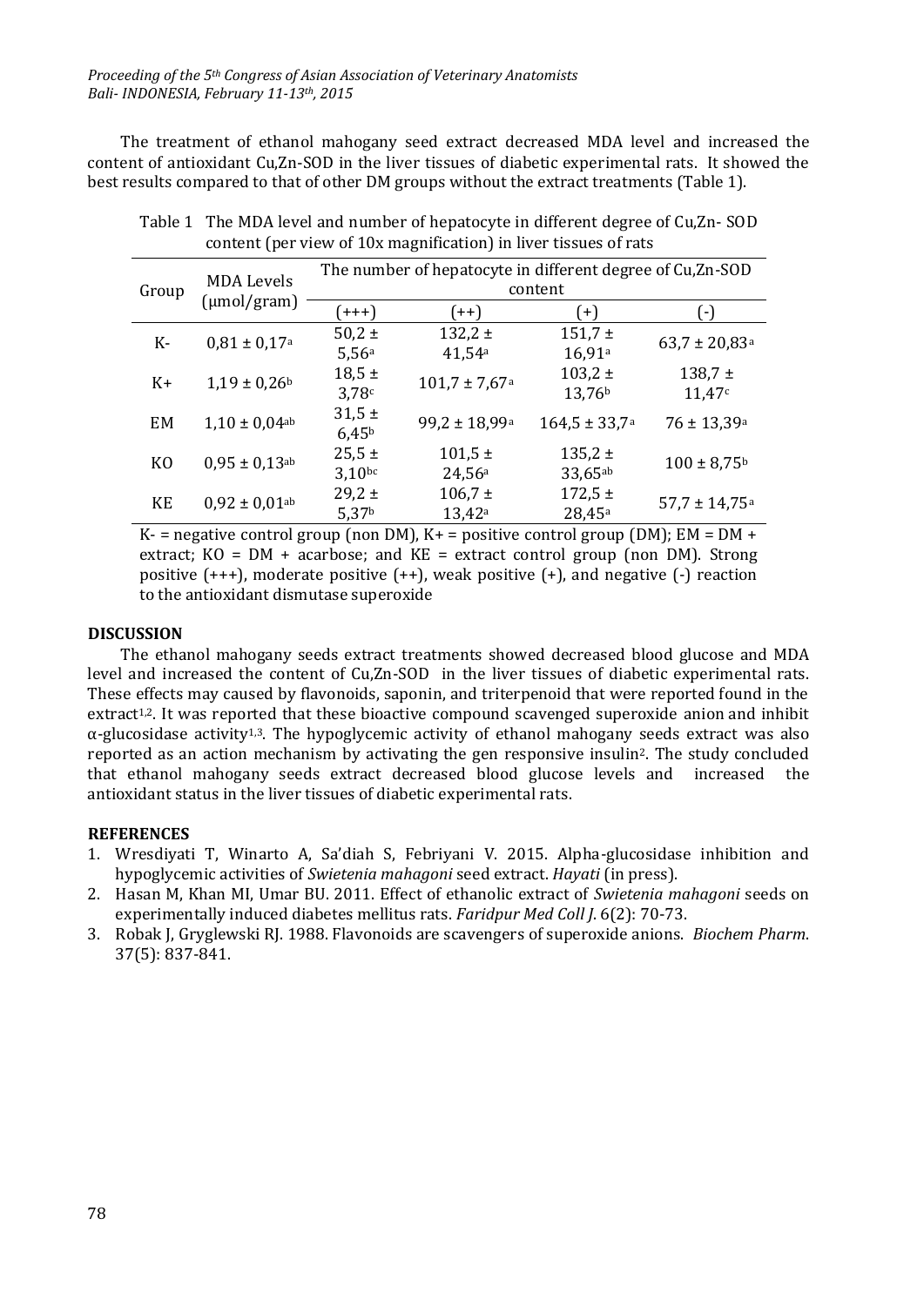The treatment of ethanol mahogany seed extract decreased MDA level and increased the content of antioxidant Cu,Zn-SOD in the liver tissues of diabetic experimental rats. It showed the best results compared to that of other DM groups without the extract treatments (Table 1).

Table 1 The MDA level and number of hepatocyte in different degree of Cu,Zn- SOD content (per view of 10x magnification) in liver tissues of rats

| Group | MDA Levels (μmol/gram) | The number of hepatocyte in different degree of Cu,Zn-SOD content | | | |
|---|---|---|---|---|---|
| | | (+++) | (++) | (+) | (-) |
| K- | 0,81 ± 0,17[a] | 50,2 ± 5,56[a] | 132,2 ± 41,54[a] | 151,7 ± 16,91[a] | 63,7 ± 20,83[a] |
| K+ | 1,19 ± 0,26[b] | 18,5 ± 3,78[c] | 101,7 ± 7,67[a] | 103,2 ± 13,76[b] | 138,7 ± 11,47[c] |
| EM | 1,10 ± 0,04[ab] | 31,5 ± 6,45[b] | 99,2 ± 18,99[a] | 164,5 ± 33,7[a] | 76 ± 13,39[a] |
| KO | 0,95 ± 0,13[ab] | 25,5 ± 3,10[bc] | 101,5 ± 24,56[a] | 135,2 ± 33,65[ab] | 100 ± 8,75[b] |
| KE | 0,92 ± 0,01[ab] | 29,2 ± 5,37[b] | 106,7 ± 13,42[a] | 172,5 ± 28,45[a] | 57,7 ± 14,75[a] |

K- = negative control group (non DM), K+ = positive control group (DM); EM = DM + extract; KO = DM + acarbose; and KE = extract control group (non DM). Strong positive (+++), moderate positive (++), weak positive (+), and negative (-) reaction to the antioxidant dismutase superoxide

## DISCUSSION

The ethanol mahogany seeds extract treatments showed decreased blood glucose and MDA level and increased the content of Cu,Zn-SOD in the liver tissues of diabetic experimental rats. These effects may caused by flavonoids, saponin, and triterpenoid that were reported found in the extract[1,2]. It was reported that these bioactive compound scavenged superoxide anion and inhibit α-glucosidase activity[1,3]. The hypoglycemic activity of ethanol mahogany seeds extract was also reported as an action mechanism by activating the gen responsive insulin[2]. The study concluded that ethanol mahogany seeds extract decreased blood glucose levels and increased the antioxidant status in the liver tissues of diabetic experimental rats.

## REFERENCES

1. Wresdiyati T, Winarto A, Sa'diah S, Febriyani V. 2015. Alpha-glucosidase inhibition and hypoglycemic activities of *Swietenia mahagoni* seed extract. *Hayati* (in press).
2. Hasan M, Khan MI, Umar BU. 2011. Effect of ethanolic extract of *Swietenia mahagoni* seeds on experimentally induced diabetes mellitus rats. *Faridpur Med Coll J*. 6(2): 70-73.
3. Robak J, Gryglewski RJ. 1988. Flavonoids are scavengers of superoxide anions. *Biochem Pharm*. 37(5): 837-841.